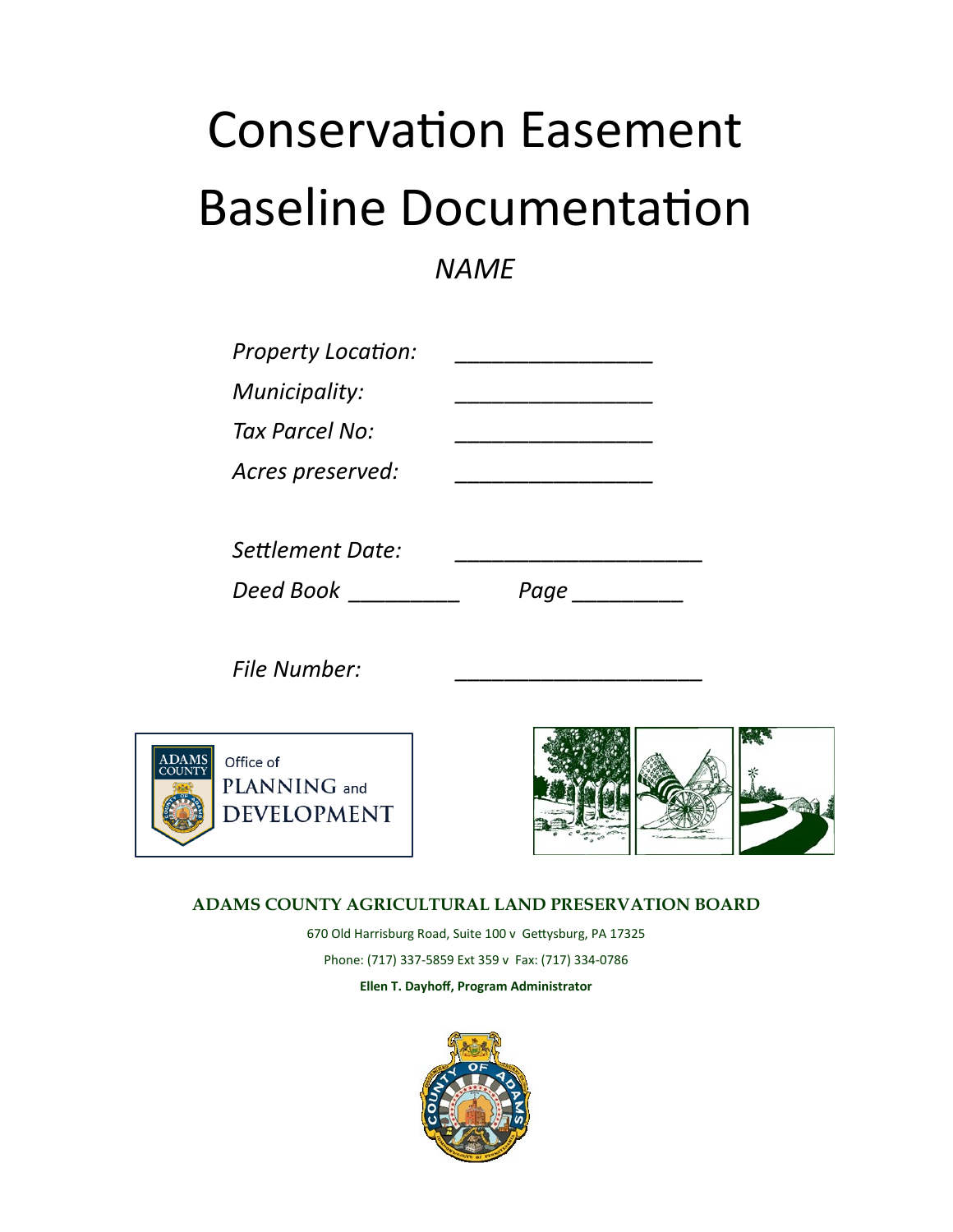# Conservation Easement Baseline Documentation

*NAME*

*Property Location:* ________________

*Municipality:* ________________

*Tax Parcel No:* ________________

*Acres preserved:* ________________

*Settlement Date:* ____________________

*Deed Book* _________ *Page* _________

*File Number:* ____________________

ADAMS COUNTY Office of PLANNING and DEVELOPMENT

**ADAMS COUNTY AGRICULTURAL LAND PRESERVATION BOARD**

670 Old Harrisburg Road, Suite 100 v Gettysburg, PA 17325

Phone: (717) 337-5859 Ext 359 v Fax: (717) 334-0786

**Ellen T. Dayhoff, Program Administrator**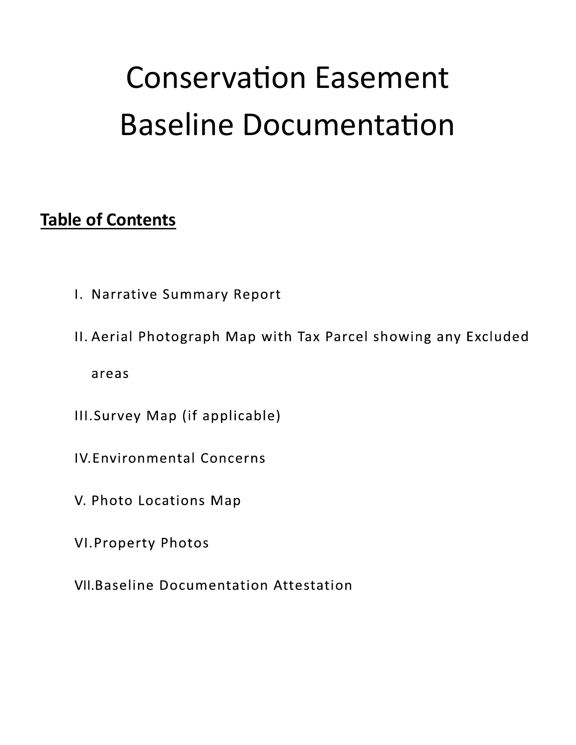# Conservation Easement Baseline Documentation

## Table of Contents

I. Narrative Summary Report

II. Aerial Photograph Map with Tax Parcel showing any Excluded areas

III. Survey Map (if applicable)

IV. Environmental Concerns

V. Photo Locations Map

VI. Property Photos

VII. Baseline Documentation Attestation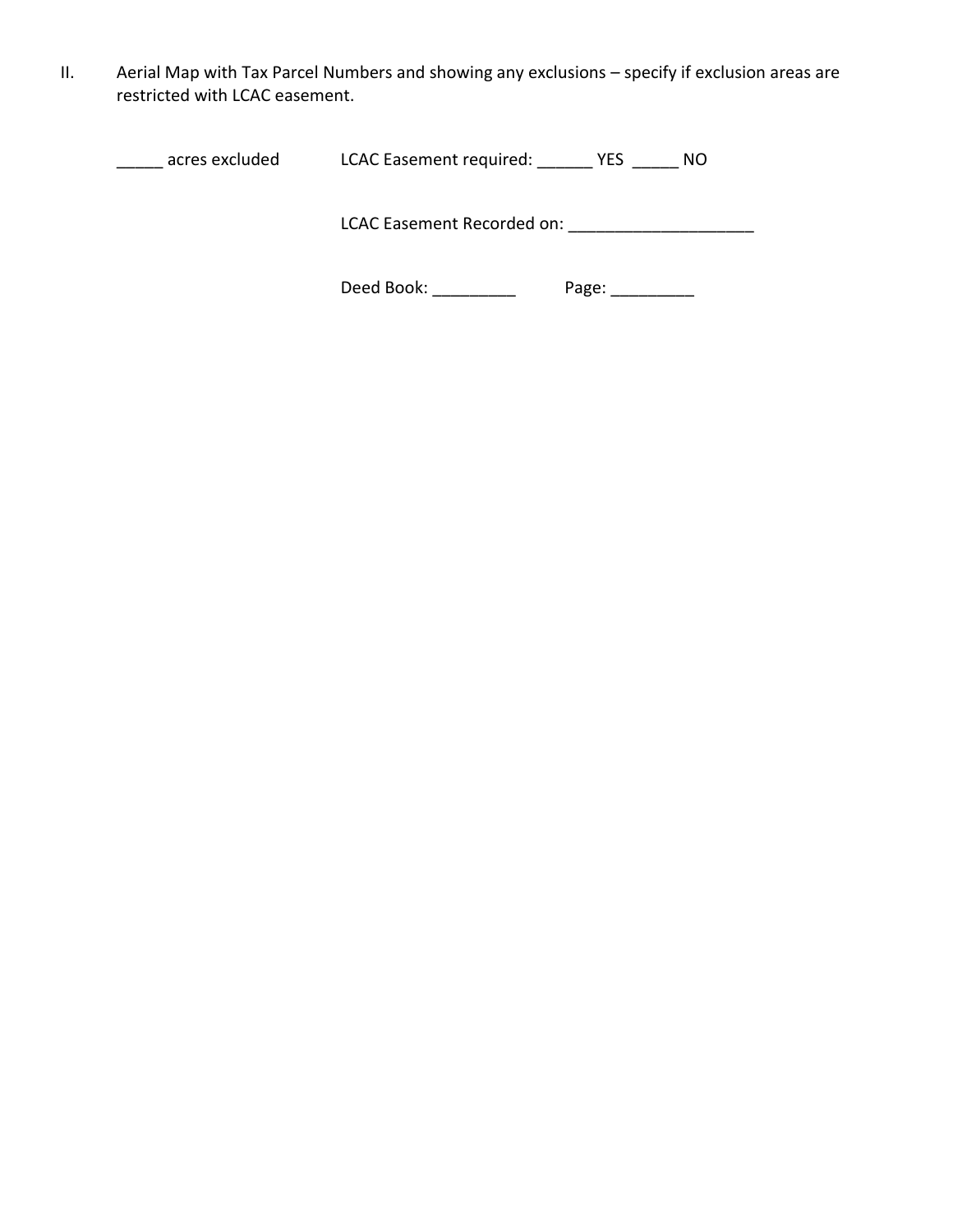II. Aerial Map with Tax Parcel Numbers and showing any exclusions – specify if exclusion areas are restricted with LCAC easement.

_____ acres excluded LCAC Easement required: ______ YES _____ NO

LCAC Easement Recorded on: ____________________

Deed Book: _________ Page: _________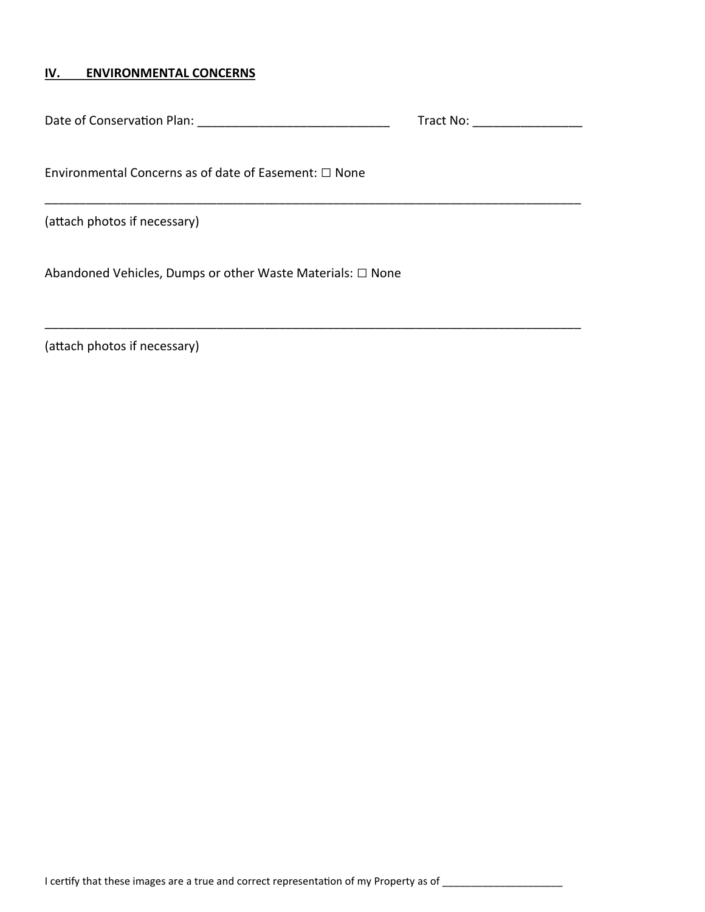## IV. ENVIRONMENTAL CONCERNS

Date of Conservation Plan: ____________________________ Tract No: ________________

Environmental Concerns as of date of Easement: ☐ None

________________________________________________________________________________

(attach photos if necessary)

Abandoned Vehicles, Dumps or other Waste Materials: ☐ None

________________________________________________________________________________

(attach photos if necessary)

I certify that these images are a true and correct representation of my Property as of _____________________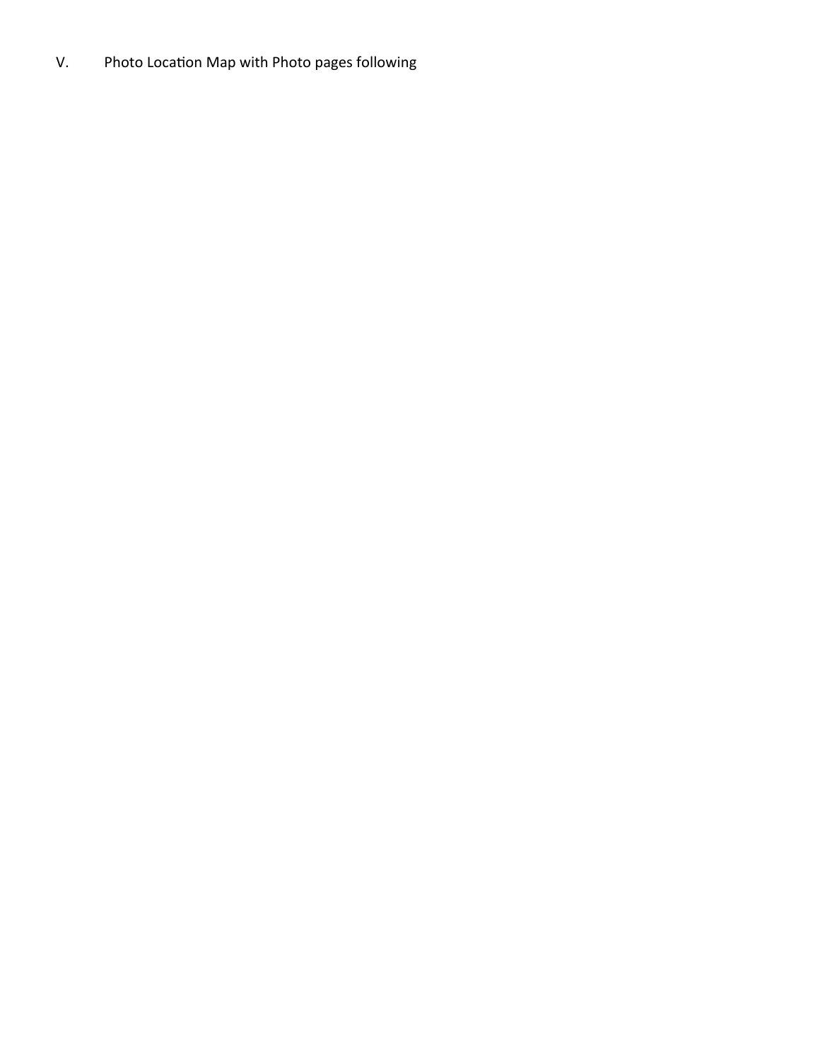V. Photo Location Map with Photo pages following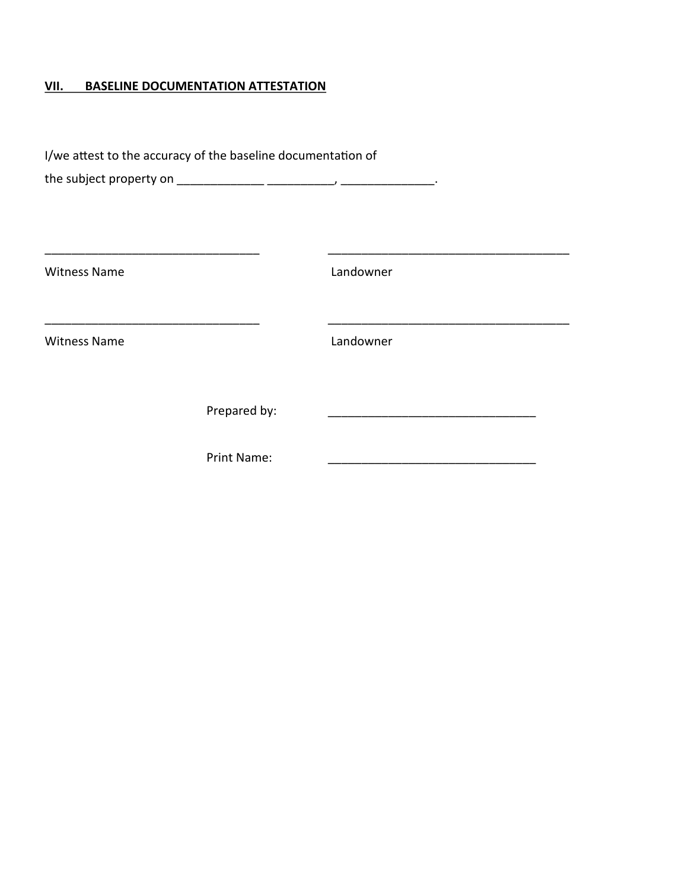## VII. BASELINE DOCUMENTATION ATTESTATION

I/we attest to the accuracy of the baseline documentation of
the subject property on _____________ __________, ______________.

| | |
|---|---|
| ________________________________ | ____________________________________ |
| Witness Name | Landowner |
| ________________________________ | ____________________________________ |
| Witness Name | Landowner |

Prepared by: _______________________________

Print Name: _______________________________